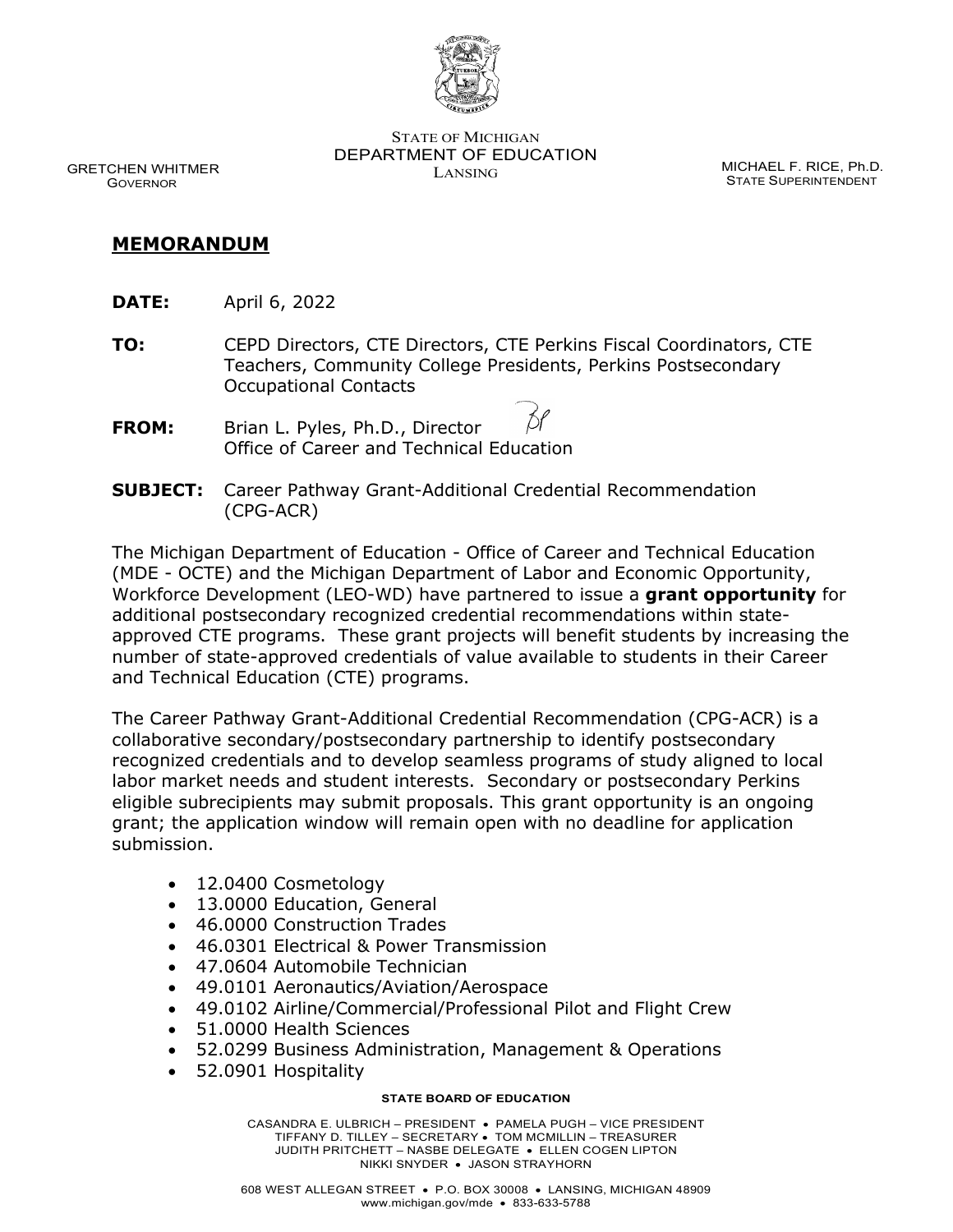STATE OF MICHIGAN
DEPARTMENT OF EDUCATION
LANSING

GRETCHEN WHITMER
GOVERNOR

MICHAEL F. RICE, Ph.D.
STATE SUPERINTENDENT

## MEMORANDUM

**DATE:** April 6, 2022

**TO:** CEPD Directors, CTE Directors, CTE Perkins Fiscal Coordinators, CTE Teachers, Community College Presidents, Perkins Postsecondary Occupational Contacts

**FROM:** Brian L. Pyles, Ph.D., Director
Office of Career and Technical Education

**SUBJECT:** Career Pathway Grant-Additional Credential Recommendation (CPG-ACR)

The Michigan Department of Education - Office of Career and Technical Education (MDE - OCTE) and the Michigan Department of Labor and Economic Opportunity, Workforce Development (LEO-WD) have partnered to issue a **grant opportunity** for additional postsecondary recognized credential recommendations within state-approved CTE programs. These grant projects will benefit students by increasing the number of state-approved credentials of value available to students in their Career and Technical Education (CTE) programs.

The Career Pathway Grant-Additional Credential Recommendation (CPG-ACR) is a collaborative secondary/postsecondary partnership to identify postsecondary recognized credentials and to develop seamless programs of study aligned to local labor market needs and student interests. Secondary or postsecondary Perkins eligible subrecipients may submit proposals. This grant opportunity is an ongoing grant; the application window will remain open with no deadline for application submission.

- 12.0400 Cosmetology
- 13.0000 Education, General
- 46.0000 Construction Trades
- 46.0301 Electrical & Power Transmission
- 47.0604 Automobile Technician
- 49.0101 Aeronautics/Aviation/Aerospace
- 49.0102 Airline/Commercial/Professional Pilot and Flight Crew
- 51.0000 Health Sciences
- 52.0299 Business Administration, Management & Operations
- 52.0901 Hospitality

**STATE BOARD OF EDUCATION**

CASANDRA E. ULBRICH – PRESIDENT • PAMELA PUGH – VICE PRESIDENT
TIFFANY D. TILLEY – SECRETARY • TOM MCMILLIN – TREASURER
JUDITH PRITCHETT – NASBE DELEGATE • ELLEN COGEN LIPTON
NIKKI SNYDER • JASON STRAYHORN

608 WEST ALLEGAN STREET • P.O. BOX 30008 • LANSING, MICHIGAN 48909
www.michigan.gov/mde • 833-633-5788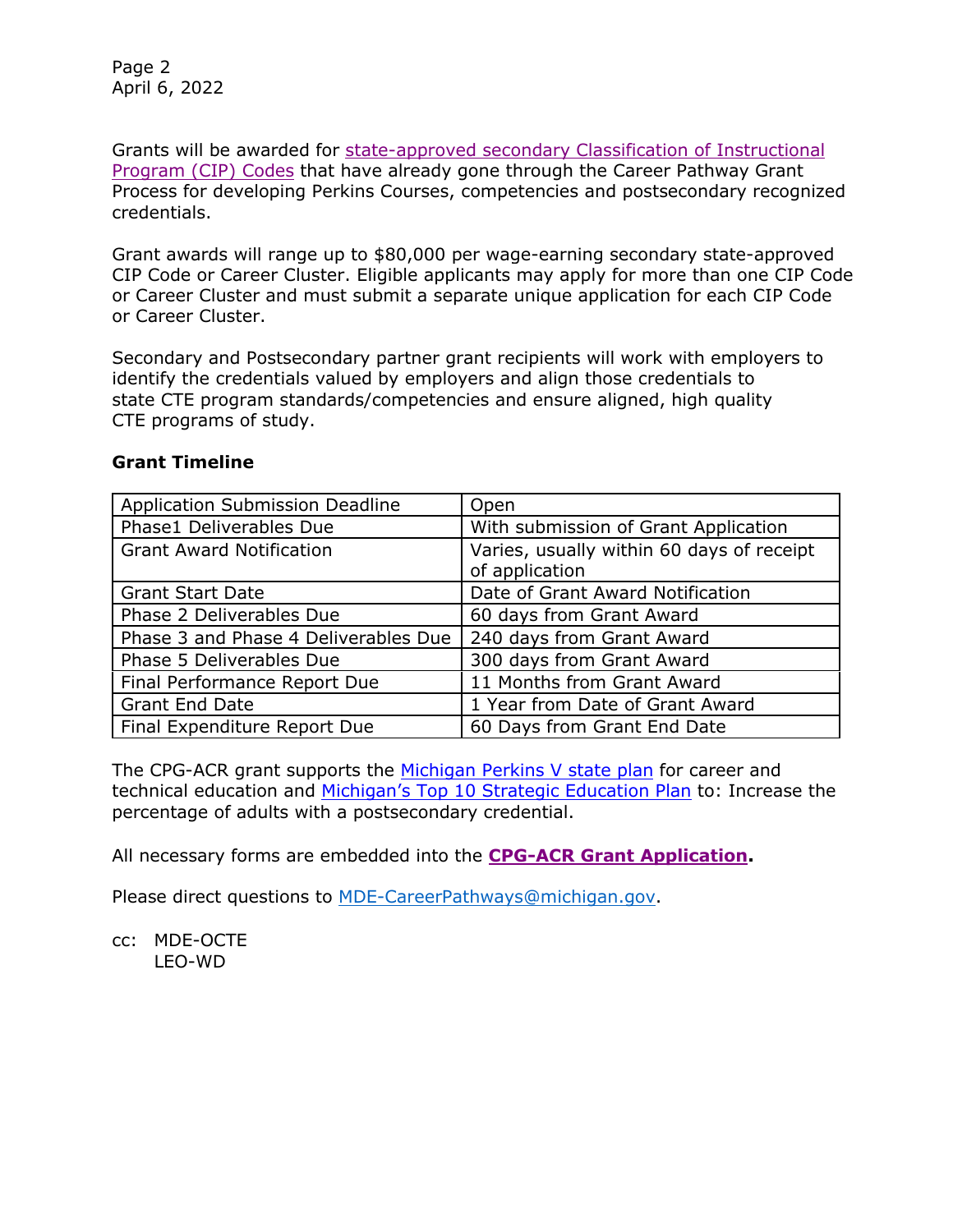Grants will be awarded for state-approved secondary Classification of Instructional Program (CIP) Codes that have already gone through the Career Pathway Grant Process for developing Perkins Courses, competencies and postsecondary recognized credentials.

Grant awards will range up to $80,000 per wage-earning secondary state-approved CIP Code or Career Cluster. Eligible applicants may apply for more than one CIP Code or Career Cluster and must submit a separate unique application for each CIP Code or Career Cluster.

Secondary and Postsecondary partner grant recipients will work with employers to identify the credentials valued by employers and align those credentials to state CTE program standards/competencies and ensure aligned, high quality CTE programs of study.

**Grant Timeline**

| | |
|---|---|
| Application Submission Deadline | Open |
| Phase1 Deliverables Due | With submission of Grant Application |
| Grant Award Notification | Varies, usually within 60 days of receipt of application |
| Grant Start Date | Date of Grant Award Notification |
| Phase 2 Deliverables Due | 60 days from Grant Award |
| Phase 3 and Phase 4 Deliverables Due | 240 days from Grant Award |
| Phase 5 Deliverables Due | 300 days from Grant Award |
| Final Performance Report Due | 11 Months from Grant Award |
| Grant End Date | 1 Year from Date of Grant Award |
| Final Expenditure Report Due | 60 Days from Grant End Date |

The CPG-ACR grant supports the Michigan Perkins V state plan for career and technical education and Michigan's Top 10 Strategic Education Plan to: Increase the percentage of adults with a postsecondary credential.

All necessary forms are embedded into the **CPG-ACR Grant Application.**

Please direct questions to MDE-CareerPathways@michigan.gov.

cc: MDE-OCTE
LEO-WD